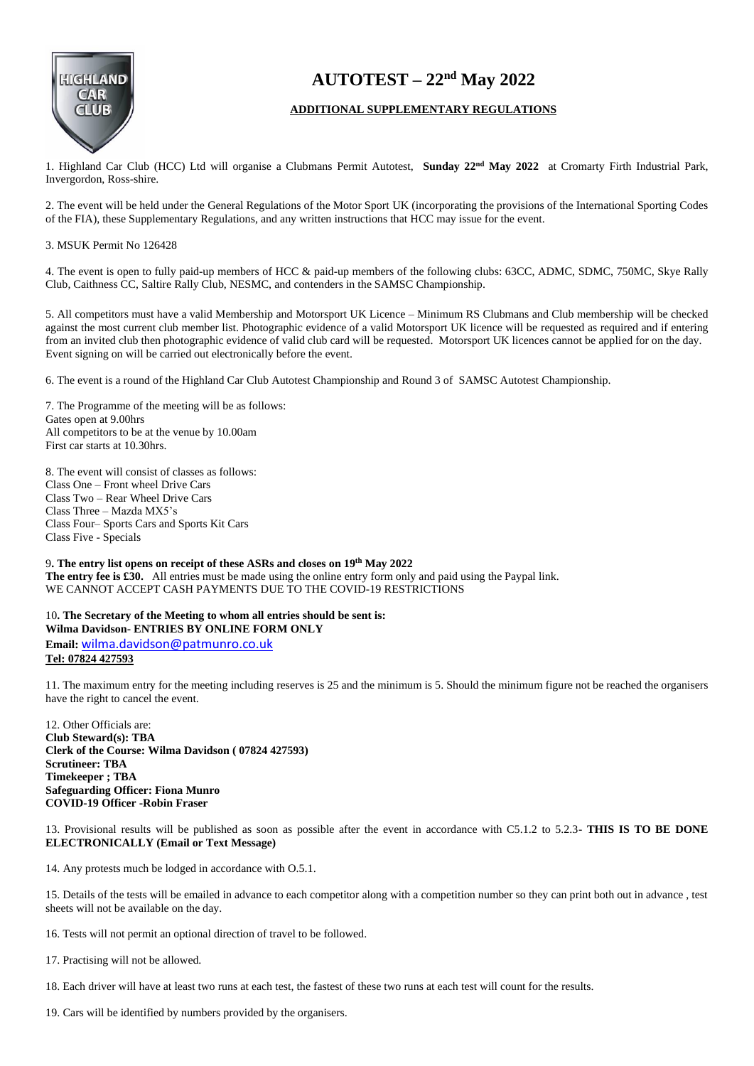# AUTOTEST – 22nd May 2022

**ADDITIONAL SUPPLEMENTARY REGULATIONS**

1. Highland Car Club (HCC) Ltd will organise a Clubmans Permit Autotest, **Sunday 22nd May 2022** at Cromarty Firth Industrial Park, Invergordon, Ross-shire.

2. The event will be held under the General Regulations of the Motor Sport UK (incorporating the provisions of the International Sporting Codes of the FIA), these Supplementary Regulations, and any written instructions that HCC may issue for the event.

3. MSUK Permit No 126428

4. The event is open to fully paid-up members of HCC & paid-up members of the following clubs: 63CC, ADMC, SDMC, 750MC, Skye Rally Club, Caithness CC, Saltire Rally Club, NESMC, and contenders in the SAMSC Championship.

5. All competitors must have a valid Membership and Motorsport UK Licence – Minimum RS Clubmans and Club membership will be checked against the most current club member list. Photographic evidence of a valid Motorsport UK licence will be requested as required and if entering from an invited club then photographic evidence of valid club card will be requested. Motorsport UK licences cannot be applied for on the day. Event signing on will be carried out electronically before the event.

6. The event is a round of the Highland Car Club Autotest Championship and Round 3 of SAMSC Autotest Championship.

7. The Programme of the meeting will be as follows:
Gates open at 9.00hrs
All competitors to be at the venue by 10.00am
First car starts at 10.30hrs.

8. The event will consist of classes as follows:
Class One – Front wheel Drive Cars
Class Two – Rear Wheel Drive Cars
Class Three – Mazda MX5's
Class Four– Sports Cars and Sports Kit Cars
Class Five - Specials

9**. The entry list opens on receipt of these ASRs and closes on 19th May 2022**
**The entry fee is £30.** All entries must be made using the online entry form only and paid using the Paypal link.
WE CANNOT ACCEPT CASH PAYMENTS DUE TO THE COVID-19 RESTRICTIONS

10**. The Secretary of the Meeting to whom all entries should be sent is:**
**Wilma Davidson- ENTRIES BY ONLINE FORM ONLY**
**Email:** wilma.davidson@patmunro.co.uk
**Tel: 07824 427593**

11. The maximum entry for the meeting including reserves is 25 and the minimum is 5. Should the minimum figure not be reached the organisers have the right to cancel the event.

12. Other Officials are:
**Club Steward(s): TBA**
**Clerk of the Course: Wilma Davidson ( 07824 427593)**
**Scrutineer: TBA**
**Timekeeper ; TBA**
**Safeguarding Officer: Fiona Munro**
**COVID-19 Officer -Robin Fraser**

13. Provisional results will be published as soon as possible after the event in accordance with C5.1.2 to 5.2.3- **THIS IS TO BE DONE ELECTRONICALLY (Email or Text Message)**

14. Any protests much be lodged in accordance with O.5.1.

15. Details of the tests will be emailed in advance to each competitor along with a competition number so they can print both out in advance , test sheets will not be available on the day.

16. Tests will not permit an optional direction of travel to be followed.

17. Practising will not be allowed.

18. Each driver will have at least two runs at each test, the fastest of these two runs at each test will count for the results.

19. Cars will be identified by numbers provided by the organisers.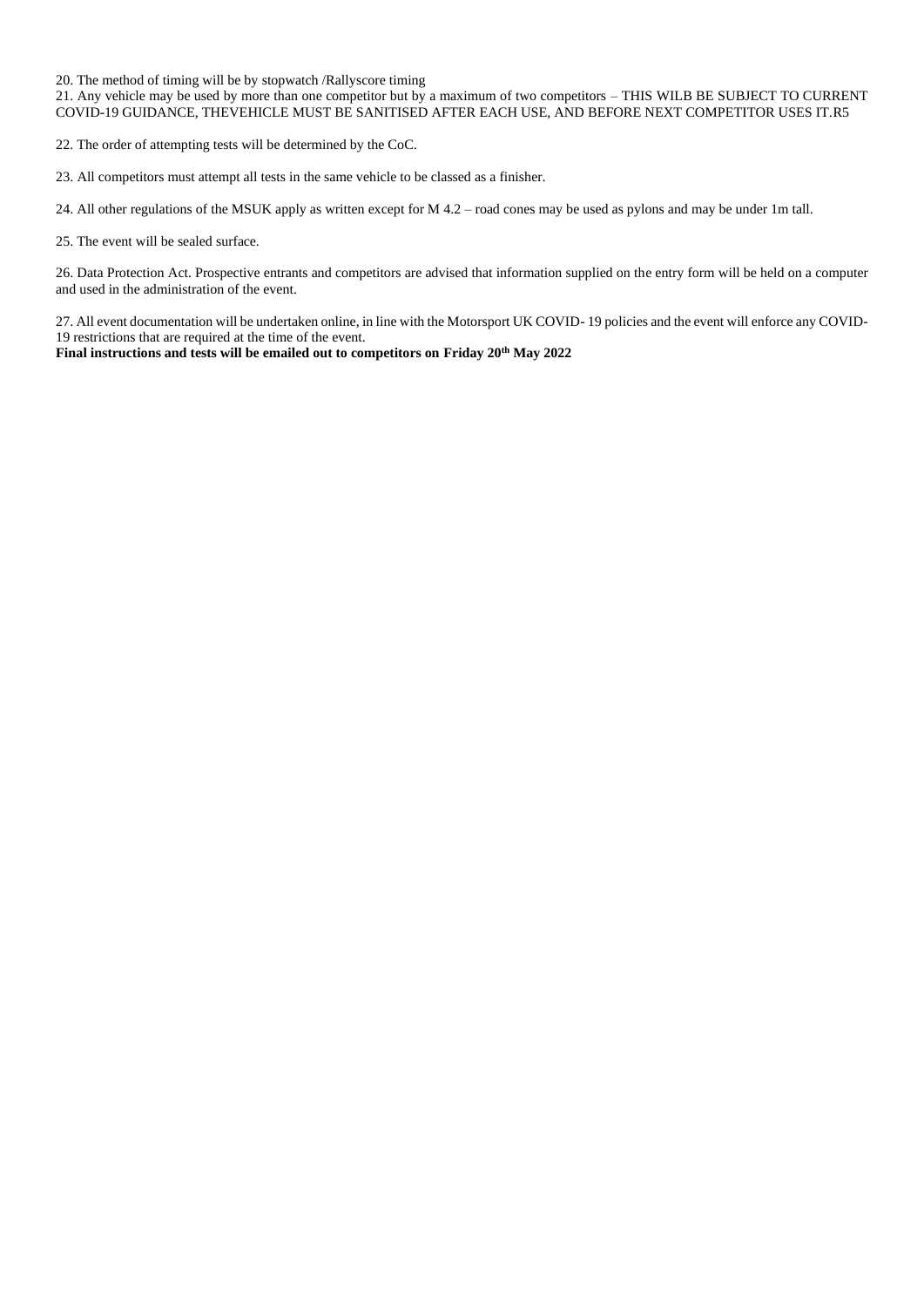20. The method of timing will be by stopwatch /Rallyscore timing

21. Any vehicle may be used by more than one competitor but by a maximum of two competitors – THIS WILB BE SUBJECT TO CURRENT COVID-19 GUIDANCE, THEVEHICLE MUST BE SANITISED AFTER EACH USE, AND BEFORE NEXT COMPETITOR USES IT.R5

22. The order of attempting tests will be determined by the CoC.

23. All competitors must attempt all tests in the same vehicle to be classed as a finisher.

24. All other regulations of the MSUK apply as written except for M 4.2 – road cones may be used as pylons and may be under 1m tall.

25. The event will be sealed surface.

26. Data Protection Act. Prospective entrants and competitors are advised that information supplied on the entry form will be held on a computer and used in the administration of the event.

27. All event documentation will be undertaken online, in line with the Motorsport UK COVID- 19 policies and the event will enforce any COVID-19 restrictions that are required at the time of the event.

**Final instructions and tests will be emailed out to competitors on Friday 20th May 2022**